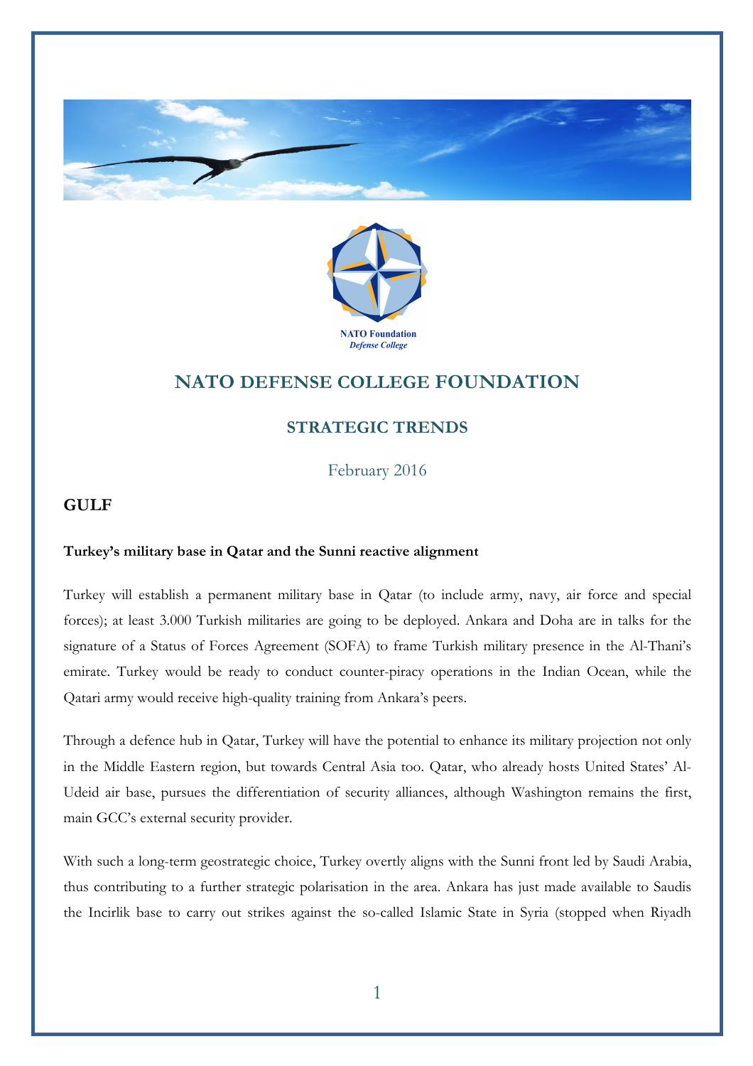# NATO DEFENSE COLLEGE FOUNDATION

## STRATEGIC TRENDS

February 2016

### GULF

**Turkey's military base in Qatar and the Sunni reactive alignment**

Turkey will establish a permanent military base in Qatar (to include army, navy, air force and special forces); at least 3.000 Turkish militaries are going to be deployed. Ankara and Doha are in talks for the signature of a Status of Forces Agreement (SOFA) to frame Turkish military presence in the Al-Thani's emirate. Turkey would be ready to conduct counter-piracy operations in the Indian Ocean, while the Qatari army would receive high-quality training from Ankara's peers.

Through a defence hub in Qatar, Turkey will have the potential to enhance its military projection not only in the Middle Eastern region, but towards Central Asia too. Qatar, who already hosts United States' Al-Udeid air base, pursues the differentiation of security alliances, although Washington remains the first, main GCC's external security provider.

With such a long-term geostrategic choice, Turkey overtly aligns with the Sunni front led by Saudi Arabia, thus contributing to a further strategic polarisation in the area. Ankara has just made available to Saudis the Incirlik base to carry out strikes against the so-called Islamic State in Syria (stopped when Riyadh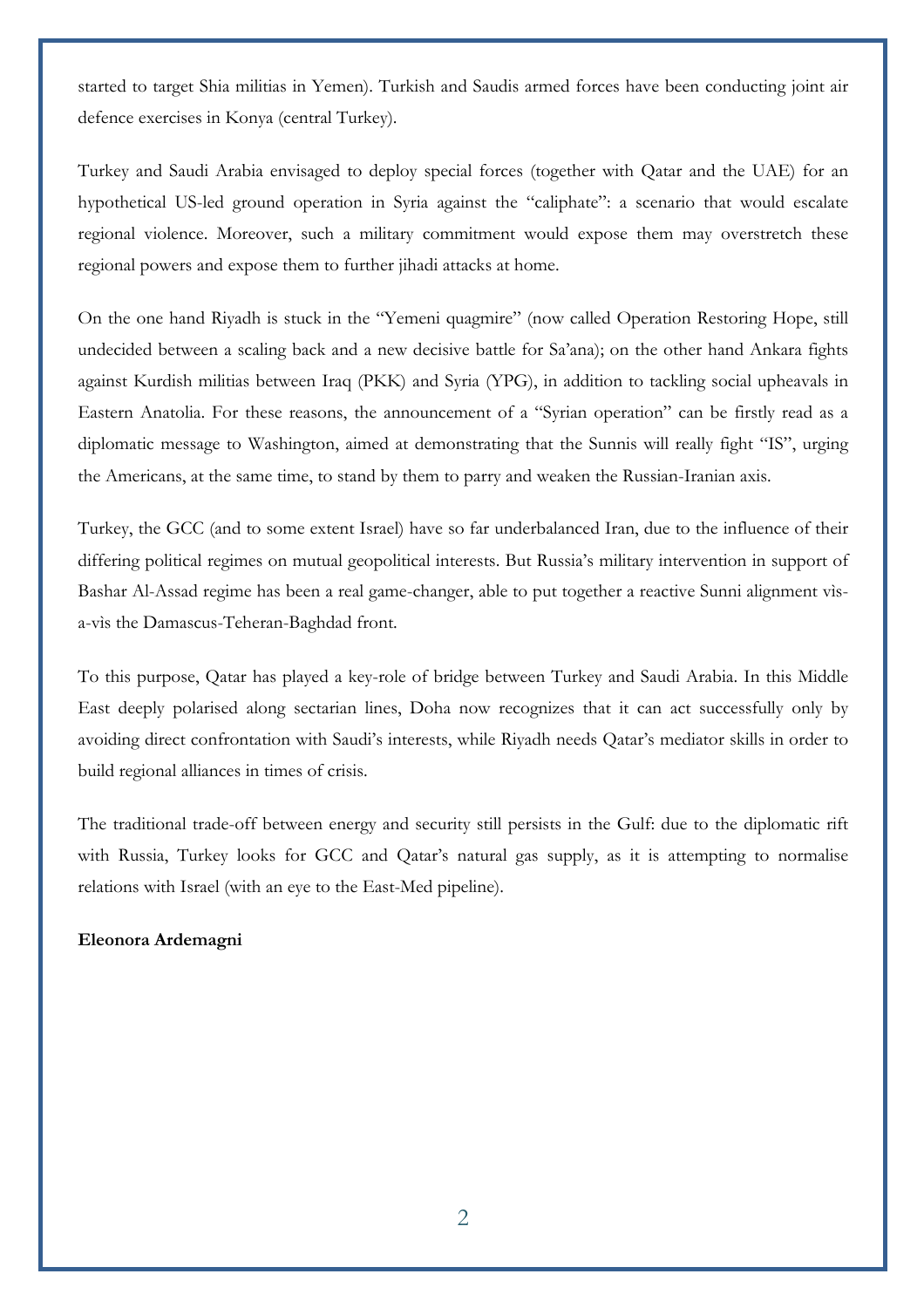started to target Shia militias in Yemen). Turkish and Saudis armed forces have been conducting joint air defence exercises in Konya (central Turkey).

Turkey and Saudi Arabia envisaged to deploy special forces (together with Qatar and the UAE) for an hypothetical US-led ground operation in Syria against the "caliphate": a scenario that would escalate regional violence. Moreover, such a military commitment would expose them may overstretch these regional powers and expose them to further jihadi attacks at home.

On the one hand Riyadh is stuck in the "Yemeni quagmire" (now called Operation Restoring Hope, still undecided between a scaling back and a new decisive battle for Sa'ana); on the other hand Ankara fights against Kurdish militias between Iraq (PKK) and Syria (YPG), in addition to tackling social upheavals in Eastern Anatolia. For these reasons, the announcement of a "Syrian operation" can be firstly read as a diplomatic message to Washington, aimed at demonstrating that the Sunnis will really fight "IS", urging the Americans, at the same time, to stand by them to parry and weaken the Russian-Iranian axis.

Turkey, the GCC (and to some extent Israel) have so far underbalanced Iran, due to the influence of their differing political regimes on mutual geopolitical interests. But Russia's military intervention in support of Bashar Al-Assad regime has been a real game-changer, able to put together a reactive Sunni alignment vìs-a-vìs the Damascus-Teheran-Baghdad front.

To this purpose, Qatar has played a key-role of bridge between Turkey and Saudi Arabia. In this Middle East deeply polarised along sectarian lines, Doha now recognizes that it can act successfully only by avoiding direct confrontation with Saudi's interests, while Riyadh needs Qatar's mediator skills in order to build regional alliances in times of crisis.

The traditional trade-off between energy and security still persists in the Gulf: due to the diplomatic rift with Russia, Turkey looks for GCC and Qatar's natural gas supply, as it is attempting to normalise relations with Israel (with an eye to the East-Med pipeline).

**Eleonora Ardemagni**